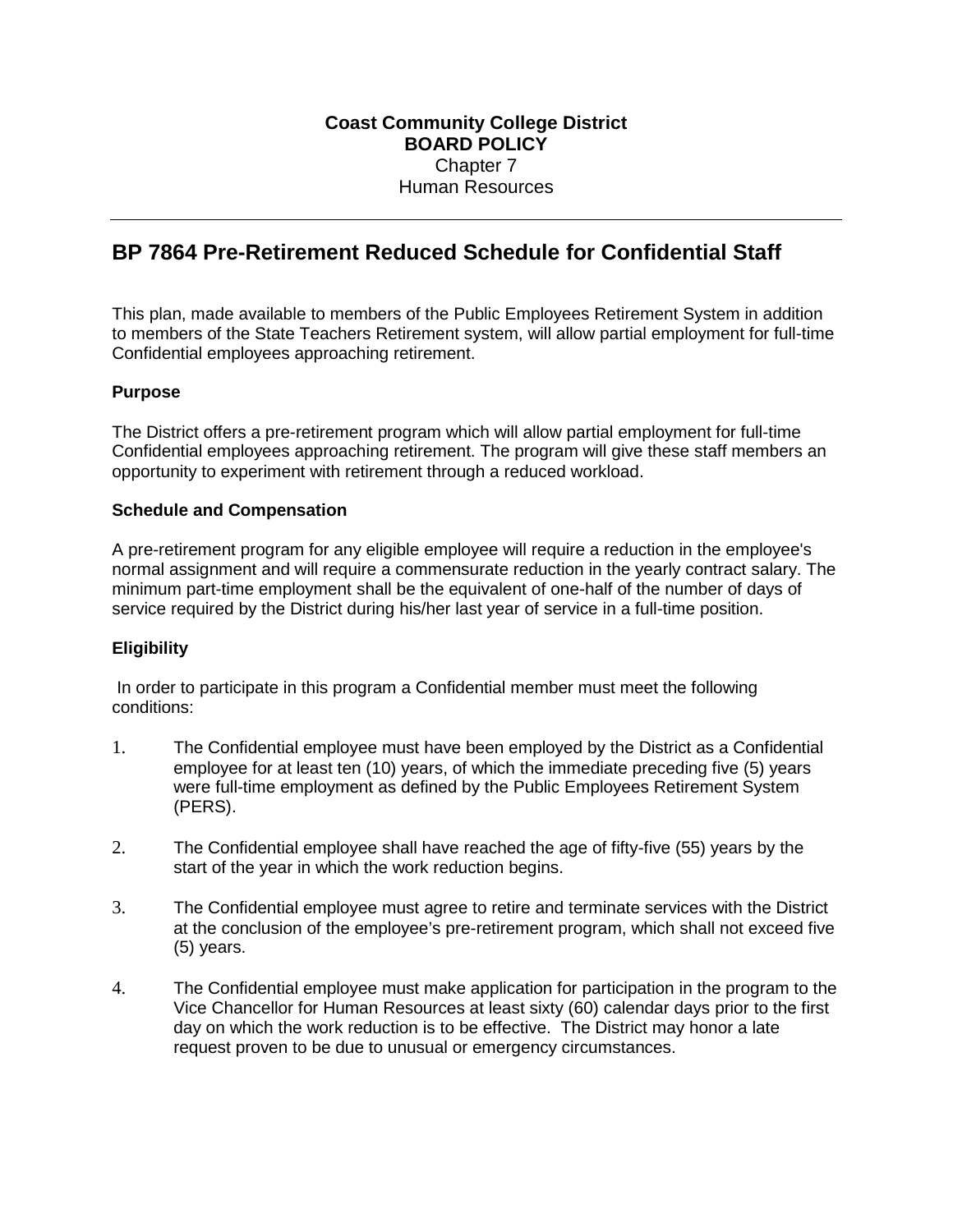**Coast Community College District**
**BOARD POLICY**
Chapter 7
Human Resources

---

# BP 7864 Pre-Retirement Reduced Schedule for Confidential Staff

This plan, made available to members of the Public Employees Retirement System in addition to members of the State Teachers Retirement system, will allow partial employment for full-time Confidential employees approaching retirement.

### Purpose

The District offers a pre-retirement program which will allow partial employment for full-time Confidential employees approaching retirement. The program will give these staff members an opportunity to experiment with retirement through a reduced workload.

### Schedule and Compensation

A pre-retirement program for any eligible employee will require a reduction in the employee's normal assignment and will require a commensurate reduction in the yearly contract salary. The minimum part-time employment shall be the equivalent of one-half of the number of days of service required by the District during his/her last year of service in a full-time position.

### Eligibility

In order to participate in this program a Confidential member must meet the following conditions:

1. The Confidential employee must have been employed by the District as a Confidential employee for at least ten (10) years, of which the immediate preceding five (5) years were full-time employment as defined by the Public Employees Retirement System (PERS).

2. The Confidential employee shall have reached the age of fifty-five (55) years by the start of the year in which the work reduction begins.

3. The Confidential employee must agree to retire and terminate services with the District at the conclusion of the employee's pre-retirement program, which shall not exceed five (5) years.

4. The Confidential employee must make application for participation in the program to the Vice Chancellor for Human Resources at least sixty (60) calendar days prior to the first day on which the work reduction is to be effective. The District may honor a late request proven to be due to unusual or emergency circumstances.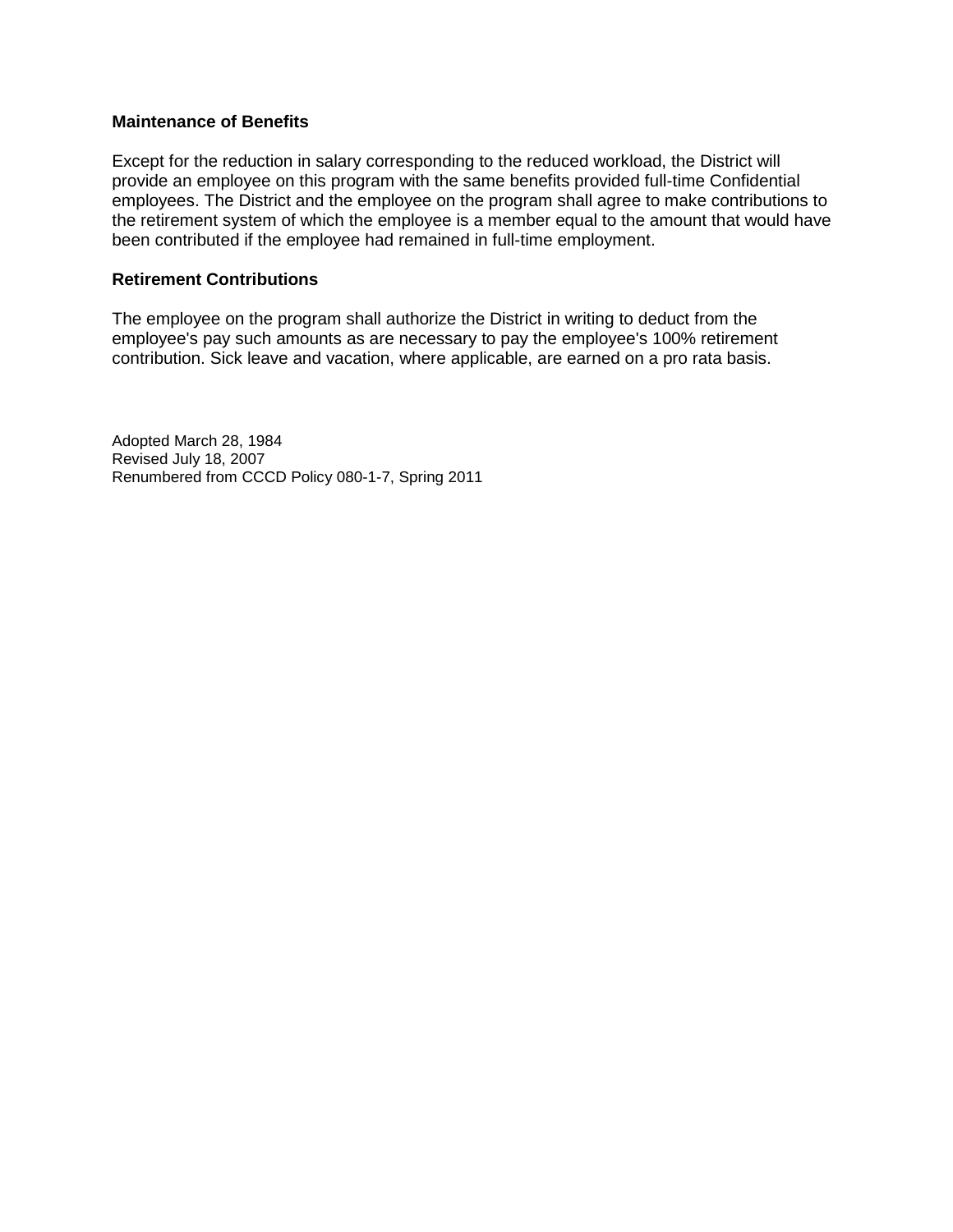**Maintenance of Benefits**

Except for the reduction in salary corresponding to the reduced workload, the District will provide an employee on this program with the same benefits provided full-time Confidential employees. The District and the employee on the program shall agree to make contributions to the retirement system of which the employee is a member equal to the amount that would have been contributed if the employee had remained in full-time employment.

**Retirement Contributions**

The employee on the program shall authorize the District in writing to deduct from the employee's pay such amounts as are necessary to pay the employee's 100% retirement contribution. Sick leave and vacation, where applicable, are earned on a pro rata basis.

Adopted March 28, 1984
Revised July 18, 2007
Renumbered from CCCD Policy 080-1-7, Spring 2011